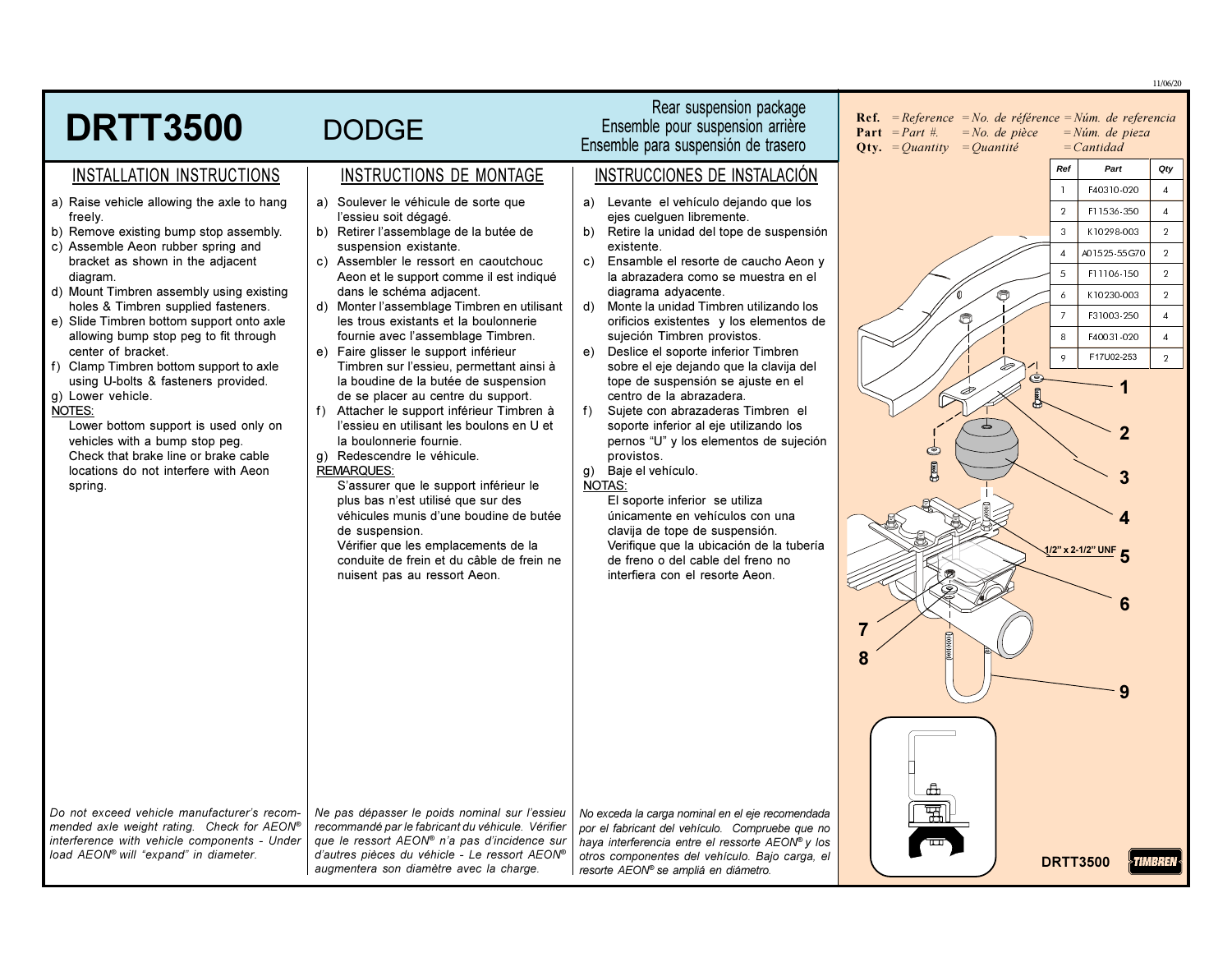# DRTT3500 DODGE

**Rear suspension package**
**Ensemble pour suspension arrière**
**Ensemble para suspensión de trasero**

**Ref.** = *Reference* = *No. de référence* = *Núm. de referencia*
**Part** = *Part #.* = *No. de pièce* = *Núm. de pieza*
**Qty.** = *Quantity* = *Quantité* = *Cantidad*

| Ref | Part | Qty |
|---|---|---|
| 1 | F40310-020 | 4 |
| 2 | F11536-350 | 4 |
| 3 | K10298-003 | 2 |
| 4 | A01525-55G70 | 2 |
| 5 | F11106-150 | 2 |
| 6 | K10230-003 | 2 |
| 7 | F31003-250 | 4 |
| 8 | F40031-020 | 4 |
| 9 | F17U02-253 | 2 |

## INSTALLATION INSTRUCTIONS

a) Raise vehicle allowing the axle to hang freely.
b) Remove existing bump stop assembly.
c) Assemble Aeon rubber spring and bracket as shown in the adjacent diagram.
d) Mount Timbren assembly using existing holes & Timbren supplied fasteners.
e) Slide Timbren bottom support onto axle allowing bump stop peg to fit through center of bracket.
f) Clamp Timbren bottom support to axle using U-bolts & fasteners provided.
g) Lower vehicle.

NOTES:
Lower bottom support is used only on vehicles with a bump stop peg.
Check that brake line or brake cable locations do not interfere with Aeon spring.

*Do not exceed vehicle manufacturer's recommended axle weight rating. Check for AEON® interference with vehicle components - Under load AEON® will "expand" in diameter.*

## INSTRUCTIONS DE MONTAGE

a) Soulever le véhicule de sorte que l'essieu soit dégagé.
b) Retirer l'assemblage de la butée de suspension existante.
c) Assembler le ressort en caoutchouc Aeon et le support comme il est indiqué dans le schéma adjacent.
d) Monter l'assemblage Timbren en utilisant les trous existants et la boulonnerie fournie avec l'assemblage Timbren.
e) Faire glisser le support inférieur Timbren sur l'essieu, permettant ainsi à la boudine de la butée de suspension de se placer au centre du support.
f) Attacher le support inférieur Timbren à l'essieu en utilisant les boulons en U et la boulonnerie fournie.
g) Redescendre le véhicule.

REMARQUES:
S'assurer que le support inférieur le plus bas n'est utilisé que sur des véhicules munis d'une boudine de butée de suspension.
Vérifier que les emplacements de la conduite de frein et du câble de frein ne nuisent pas au ressort Aeon.

*Ne pas dépasser le poids nominal sur l'essieu recommandé par le fabricant du véhicule. Vérifier que le ressort AEON® n'a pas d'incidence sur d'autres pièces du véhicule - Le ressort AEON® augmentera son diamètre avec la charge.*

## INSTRUCCIONES DE INSTALACIÓN

a) Levante el vehículo dejando que los ejes cuelguen libremente.
b) Retire la unidad del tope de suspensión existente.
c) Ensamble el resorte de caucho Aeon y la abrazadera como se muestra en el diagrama adyacente.
d) Monte la unidad Timbren utilizando los orificios existentes y los elementos de sujeción Timbren provistos.
e) Deslice el soporte inferior Timbren sobre el eje dejando que la clavija del tope de suspensión se ajuste en el centro de la abrazadera.
f) Sujete con abrazaderas Timbren el soporte inferior al eje utilizando los pernos "U" y los elementos de sujeción provistos.
g) Baje el vehículo.

NOTAS:
El soporte inferior se utiliza únicamente en vehículos con una clavija de tope de suspensión.
Verifique que la ubicación de la tubería de freno o del cable del freno no interfiera con el resorte Aeon.

*No exceda la carga nominal en el eje recomendada por el fabricant del vehículo. Compruebe que no haya interferencia entre el ressorte AEON® y los otros componentes del vehículo. Bajo carga, el resorte AEON® se ampliá en diámetro.*

1/2" x 2-1/2" UNF

DRTT3500 TIMBREN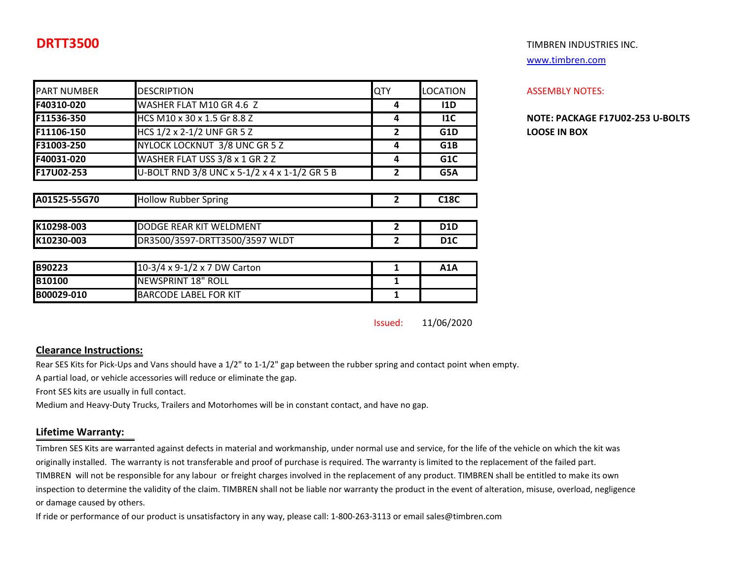# DRTT3500

TIMBREN INDUSTRIES INC.

www.timbren.com

| PART NUMBER | DESCRIPTION | QTY | LOCATION |
|---|---|---|---|
| **F40310-020** | WASHER FLAT M10 GR 4.6 Z | **4** | **I1D** |
| **F11536-350** | HCS M10 x 30 x 1.5 Gr 8.8 Z | **4** | **I1C** |
| **F11106-150** | HCS 1/2 x 2-1/2 UNF GR 5 Z | **2** | **G1D** |
| **F31003-250** | NYLOCK LOCKNUT 3/8 UNC GR 5 Z | **4** | **G1B** |
| **F40031-020** | WASHER FLAT USS 3/8 x 1 GR 2 Z | **4** | **G1C** |
| **F17U02-253** | U-BOLT RND 3/8 UNC x 5-1/2 x 4 x 1-1/2 GR 5 B | **2** | **G5A** |
| | | | |
| **A01525-55G70** | Hollow Rubber Spring | **2** | **C18C** |
| | | | |
| **K10298-003** | DODGE REAR KIT WELDMENT | **2** | **D1D** |
| **K10230-003** | DR3500/3597-DRTT3500/3597 WLDT | **2** | **D1C** |
| | | | |
| **B90223** | 10-3/4 x 9-1/2 x 7 DW Carton | **1** | **A1A** |
| **B10100** | NEWSPRINT 18" ROLL | **1** | |
| **B00029-010** | BARCODE LABEL FOR KIT | **1** | |

ASSEMBLY NOTES:

**NOTE: PACKAGE F17U02-253 U-BOLTS LOOSE IN BOX**

Issued: 11/06/2020

## Clearance Instructions:

Rear SES Kits for Pick-Ups and Vans should have a 1/2" to 1-1/2" gap between the rubber spring and contact point when empty.

A partial load, or vehicle accessories will reduce or eliminate the gap.

Front SES kits are usually in full contact.

Medium and Heavy-Duty Trucks, Trailers and Motorhomes will be in constant contact, and have no gap.

## Lifetime Warranty:

Timbren SES Kits are warranted against defects in material and workmanship, under normal use and service, for the life of the vehicle on which the kit was originally installed. The warranty is not transferable and proof of purchase is required. The warranty is limited to the replacement of the failed part. TIMBREN will not be responsible for any labour or freight charges involved in the replacement of any product. TIMBREN shall be entitled to make its own inspection to determine the validity of the claim. TIMBREN shall not be liable nor warranty the product in the event of alteration, misuse, overload, negligence or damage caused by others.

If ride or performance of our product is unsatisfactory in any way, please call: 1-800-263-3113 or email sales@timbren.com